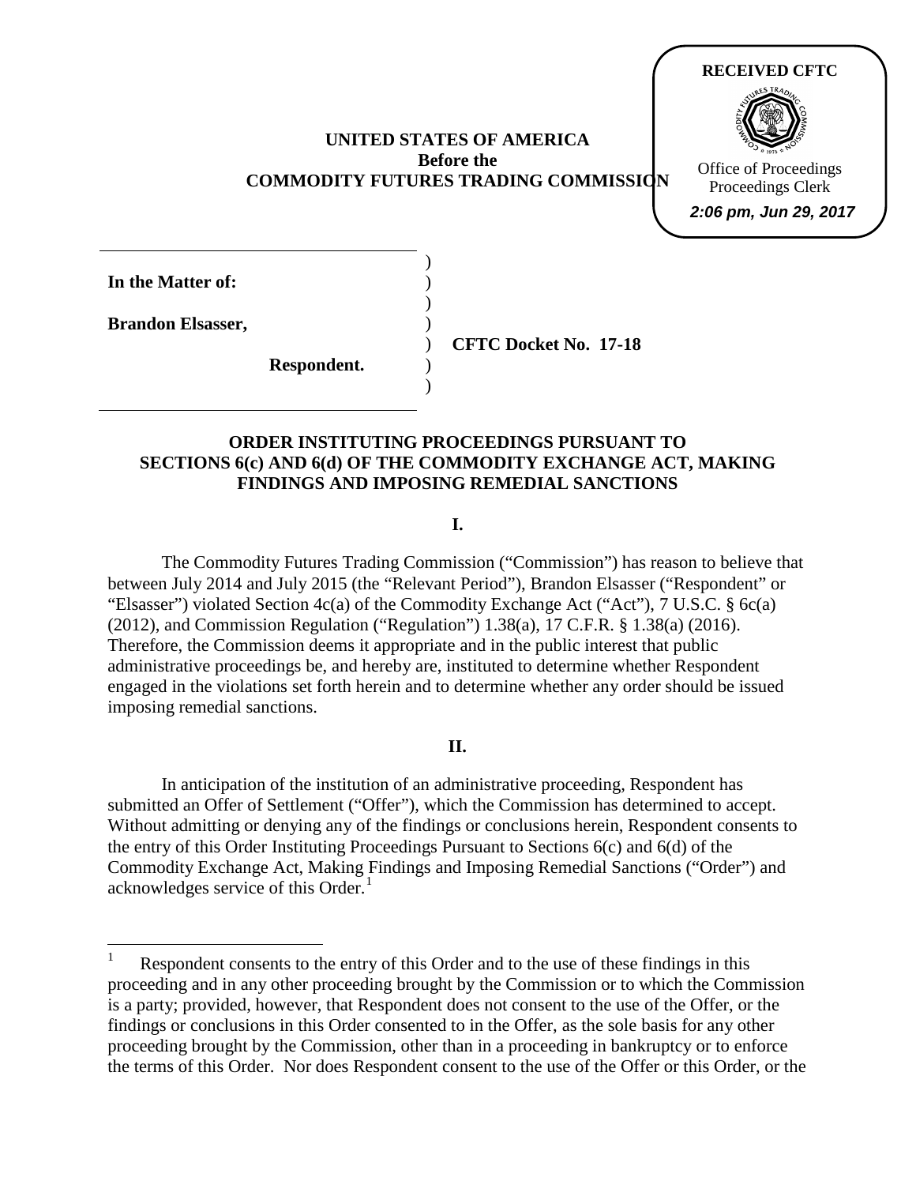RECEIVED CFTC

Office of Proceedings
Proceedings Clerk

*2:06 pm, Jun 29, 2017*

**UNITED STATES OF AMERICA**
**Before the**
**COMMODITY FUTURES TRADING COMMISSION**

**In the Matter of:**

**Brandon Elsasser,**

**Respondent.**

**CFTC Docket No. 17-18**

**ORDER INSTITUTING PROCEEDINGS PURSUANT TO SECTIONS 6(c) AND 6(d) OF THE COMMODITY EXCHANGE ACT, MAKING FINDINGS AND IMPOSING REMEDIAL SANCTIONS**

**I.**

The Commodity Futures Trading Commission ("Commission") has reason to believe that between July 2014 and July 2015 (the "Relevant Period"), Brandon Elsasser ("Respondent" or "Elsasser") violated Section 4c(a) of the Commodity Exchange Act ("Act"), 7 U.S.C. § 6c(a) (2012), and Commission Regulation ("Regulation") 1.38(a), 17 C.F.R. § 1.38(a) (2016). Therefore, the Commission deems it appropriate and in the public interest that public administrative proceedings be, and hereby are, instituted to determine whether Respondent engaged in the violations set forth herein and to determine whether any order should be issued imposing remedial sanctions.

**II.**

In anticipation of the institution of an administrative proceeding, Respondent has submitted an Offer of Settlement ("Offer"), which the Commission has determined to accept. Without admitting or denying any of the findings or conclusions herein, Respondent consents to the entry of this Order Instituting Proceedings Pursuant to Sections 6(c) and 6(d) of the Commodity Exchange Act, Making Findings and Imposing Remedial Sanctions ("Order") and acknowledges service of this Order.[1]

[1] Respondent consents to the entry of this Order and to the use of these findings in this proceeding and in any other proceeding brought by the Commission or to which the Commission is a party; provided, however, that Respondent does not consent to the use of the Offer, or the findings or conclusions in this Order consented to in the Offer, as the sole basis for any other proceeding brought by the Commission, other than in a proceeding in bankruptcy or to enforce the terms of this Order. Nor does Respondent consent to the use of the Offer or this Order, or the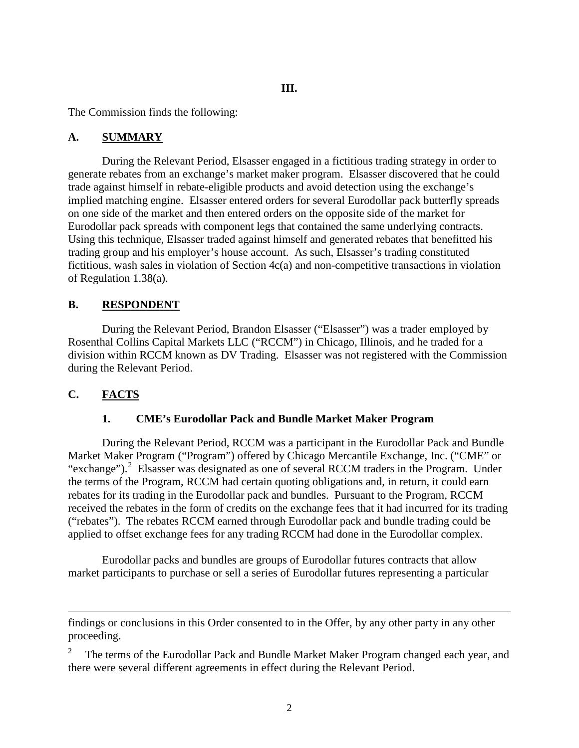## III.

The Commission finds the following:

### A. SUMMARY

During the Relevant Period, Elsasser engaged in a fictitious trading strategy in order to generate rebates from an exchange's market maker program. Elsasser discovered that he could trade against himself in rebate-eligible products and avoid detection using the exchange's implied matching engine. Elsasser entered orders for several Eurodollar pack butterfly spreads on one side of the market and then entered orders on the opposite side of the market for Eurodollar pack spreads with component legs that contained the same underlying contracts. Using this technique, Elsasser traded against himself and generated rebates that benefitted his trading group and his employer's house account. As such, Elsasser's trading constituted fictitious, wash sales in violation of Section 4c(a) and non-competitive transactions in violation of Regulation 1.38(a).

### B. RESPONDENT

During the Relevant Period, Brandon Elsasser ("Elsasser") was a trader employed by Rosenthal Collins Capital Markets LLC ("RCCM") in Chicago, Illinois, and he traded for a division within RCCM known as DV Trading. Elsasser was not registered with the Commission during the Relevant Period.

### C. FACTS

#### 1. CME's Eurodollar Pack and Bundle Market Maker Program

During the Relevant Period, RCCM was a participant in the Eurodollar Pack and Bundle Market Maker Program ("Program") offered by Chicago Mercantile Exchange, Inc. ("CME" or "exchange").[2] Elsasser was designated as one of several RCCM traders in the Program. Under the terms of the Program, RCCM had certain quoting obligations and, in return, it could earn rebates for its trading in the Eurodollar pack and bundles. Pursuant to the Program, RCCM received the rebates in the form of credits on the exchange fees that it had incurred for its trading ("rebates"). The rebates RCCM earned through Eurodollar pack and bundle trading could be applied to offset exchange fees for any trading RCCM had done in the Eurodollar complex.

Eurodollar packs and bundles are groups of Eurodollar futures contracts that allow market participants to purchase or sell a series of Eurodollar futures representing a particular

---

findings or conclusions in this Order consented to in the Offer, by any other party in any other proceeding.

[2] The terms of the Eurodollar Pack and Bundle Market Maker Program changed each year, and there were several different agreements in effect during the Relevant Period.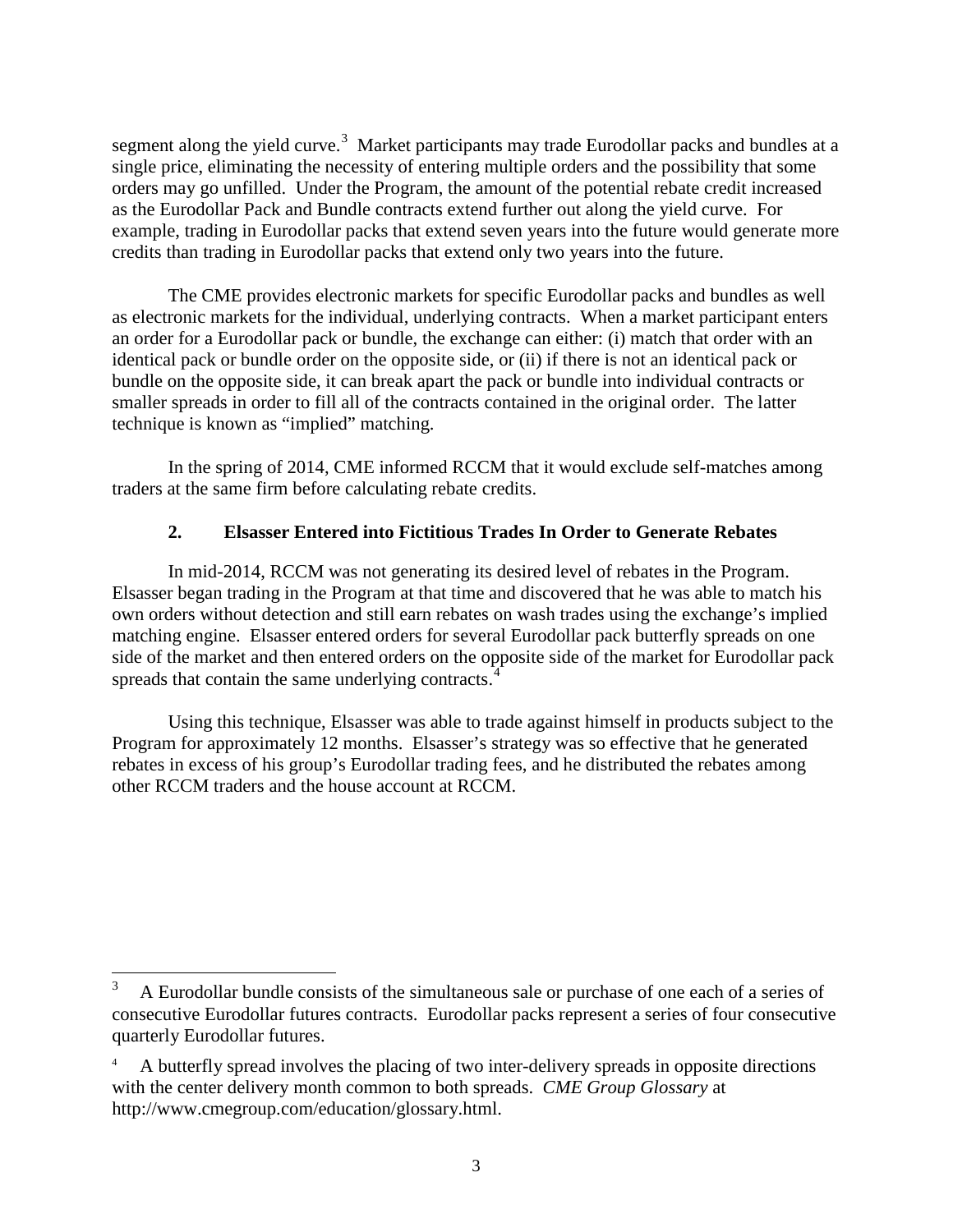segment along the yield curve.[3] Market participants may trade Eurodollar packs and bundles at a single price, eliminating the necessity of entering multiple orders and the possibility that some orders may go unfilled. Under the Program, the amount of the potential rebate credit increased as the Eurodollar Pack and Bundle contracts extend further out along the yield curve. For example, trading in Eurodollar packs that extend seven years into the future would generate more credits than trading in Eurodollar packs that extend only two years into the future.

The CME provides electronic markets for specific Eurodollar packs and bundles as well as electronic markets for the individual, underlying contracts. When a market participant enters an order for a Eurodollar pack or bundle, the exchange can either: (i) match that order with an identical pack or bundle order on the opposite side, or (ii) if there is not an identical pack or bundle on the opposite side, it can break apart the pack or bundle into individual contracts or smaller spreads in order to fill all of the contracts contained in the original order. The latter technique is known as "implied" matching.

In the spring of 2014, CME informed RCCM that it would exclude self-matches among traders at the same firm before calculating rebate credits.

### 2. Elsasser Entered into Fictitious Trades In Order to Generate Rebates

In mid-2014, RCCM was not generating its desired level of rebates in the Program. Elsasser began trading in the Program at that time and discovered that he was able to match his own orders without detection and still earn rebates on wash trades using the exchange's implied matching engine. Elsasser entered orders for several Eurodollar pack butterfly spreads on one side of the market and then entered orders on the opposite side of the market for Eurodollar pack spreads that contain the same underlying contracts.[4]

Using this technique, Elsasser was able to trade against himself in products subject to the Program for approximately 12 months. Elsasser's strategy was so effective that he generated rebates in excess of his group's Eurodollar trading fees, and he distributed the rebates among other RCCM traders and the house account at RCCM.

---

[3] A Eurodollar bundle consists of the simultaneous sale or purchase of one each of a series of consecutive Eurodollar futures contracts. Eurodollar packs represent a series of four consecutive quarterly Eurodollar futures.

[4] A butterfly spread involves the placing of two inter-delivery spreads in opposite directions with the center delivery month common to both spreads. *CME Group Glossary* at http://www.cmegroup.com/education/glossary.html.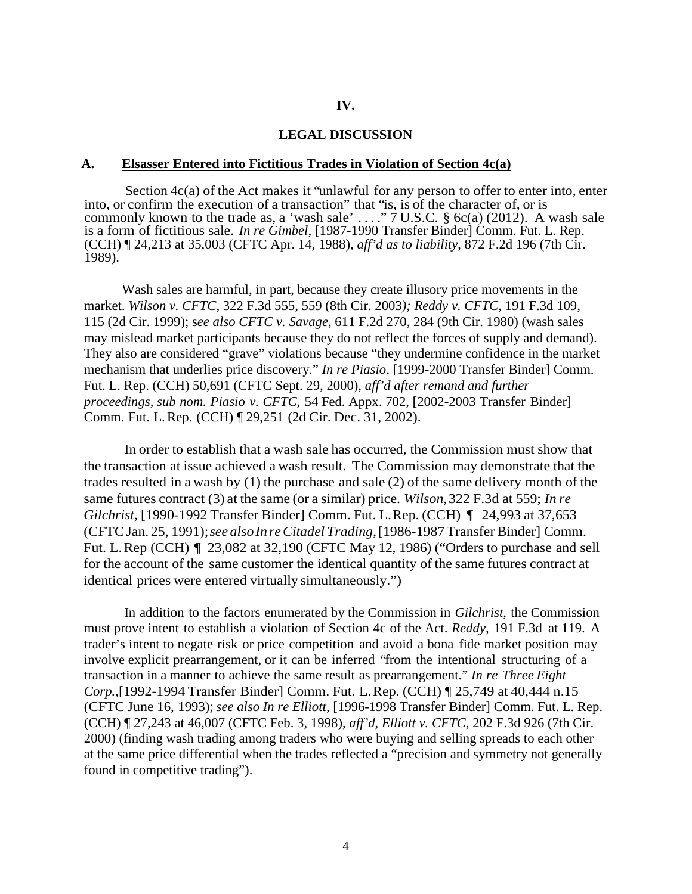## IV.

## LEGAL DISCUSSION

### A. Elsasser Entered into Fictitious Trades in Violation of Section 4c(a)

Section 4c(a) of the Act makes it "unlawful for any person to offer to enter into, enter into, or confirm the execution of a transaction" that "is, is of the character of, or is commonly known to the trade as, a 'wash sale' . . . ." 7 U.S.C. § 6c(a) (2012). A wash sale is a form of fictitious sale. *In re Gimbel*, [1987-1990 Transfer Binder] Comm. Fut. L. Rep. (CCH) ¶ 24,213 at 35,003 (CFTC Apr. 14, 1988), *aff'd as to liability*, 872 F.2d 196 (7th Cir. 1989).

Wash sales are harmful, in part, because they create illusory price movements in the market. *Wilson v. CFTC*, 322 F.3d 555, 559 (8th Cir. 2003*); Reddy v. CFTC*, 191 F.3d 109, 115 (2d Cir. 1999); s*ee also CFTC v. Savage*, 611 F.2d 270, 284 (9th Cir. 1980) (wash sales may mislead market participants because they do not reflect the forces of supply and demand). They also are considered "grave" violations because "they undermine confidence in the market mechanism that underlies price discovery." *In re Piasio*, [1999-2000 Transfer Binder] Comm. Fut. L. Rep. (CCH) 50,691 (CFTC Sept. 29, 2000), *aff'd after remand and further proceedings, sub nom. Piasio v. CFTC,* 54 Fed. Appx. 702, [2002-2003 Transfer Binder] Comm. Fut. L. Rep. (CCH) ¶ 29,251 (2d Cir. Dec. 31, 2002).

In order to establish that a wash sale has occurred, the Commission must show that the transaction at issue achieved a wash result. The Commission may demonstrate that the trades resulted in a wash by (1) the purchase and sale (2) of the same delivery month of the same futures contract (3) at the same (or a similar) price. *Wilson,* 322 F.3d at 559; *In re Gilchrist,* [1990-1992 Transfer Binder] Comm. Fut. L. Rep. (CCH) ¶ 24,993 at 37,653 (CFTC Jan. 25, 1991); *see also In re Citadel Trading,* [1986-1987 Transfer Binder] Comm. Fut. L. Rep (CCH) ¶ 23,082 at 32,190 (CFTC May 12, 1986) ("Orders to purchase and sell for the account of the same customer the identical quantity of the same futures contract at identical prices were entered virtually simultaneously.")

In addition to the factors enumerated by the Commission in *Gilchrist,* the Commission must prove intent to establish a violation of Section 4c of the Act. *Reddy,* 191 F.3d at 119. A trader's intent to negate risk or price competition and avoid a bona fide market position may involve explicit prearrangement, or it can be inferred "from the intentional structuring of a transaction in a manner to achieve the same result as prearrangement." *In re Three Eight Corp.,*[1992-1994 Transfer Binder] Comm. Fut. L. Rep. (CCH) ¶ 25,749 at 40,444 n.15 (CFTC June 16, 1993); *see also In re Elliott*, [1996-1998 Transfer Binder] Comm. Fut. L. Rep. (CCH) ¶ 27,243 at 46,007 (CFTC Feb. 3, 1998), *aff'd*, *Elliott v. CFTC*, 202 F.3d 926 (7th Cir. 2000) (finding wash trading among traders who were buying and selling spreads to each other at the same price differential when the trades reflected a "precision and symmetry not generally found in competitive trading").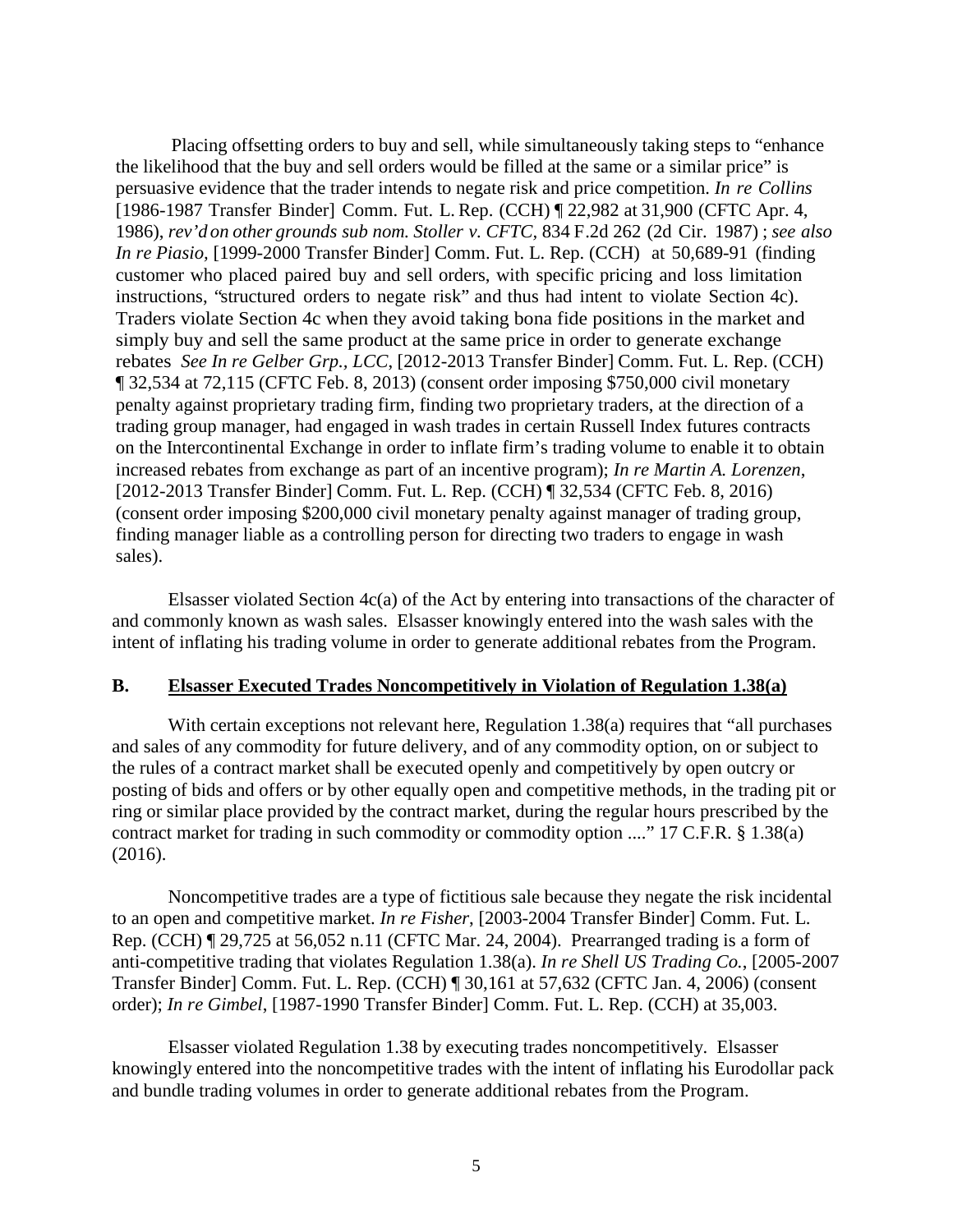Placing offsetting orders to buy and sell, while simultaneously taking steps to "enhance the likelihood that the buy and sell orders would be filled at the same or a similar price" is persuasive evidence that the trader intends to negate risk and price competition. *In re Collins* [1986-1987 Transfer Binder] Comm. Fut. L. Rep. (CCH) ¶ 22,982 at 31,900 (CFTC Apr. 4, 1986), *rev'd on other grounds sub nom. Stoller v. CFTC,* 834 F.2d 262 (2d Cir. 1987) ; *see also In re Piasio,* [1999-2000 Transfer Binder] Comm. Fut. L. Rep. (CCH) at 50,689-91 (finding customer who placed paired buy and sell orders, with specific pricing and loss limitation instructions, "structured orders to negate risk" and thus had intent to violate Section 4c). Traders violate Section 4c when they avoid taking bona fide positions in the market and simply buy and sell the same product at the same price in order to generate exchange rebates *See In re Gelber Grp., LCC*, [2012-2013 Transfer Binder] Comm. Fut. L. Rep. (CCH) ¶ 32,534 at 72,115 (CFTC Feb. 8, 2013) (consent order imposing $750,000 civil monetary penalty against proprietary trading firm, finding two proprietary traders, at the direction of a trading group manager, had engaged in wash trades in certain Russell Index futures contracts on the Intercontinental Exchange in order to inflate firm's trading volume to enable it to obtain increased rebates from exchange as part of an incentive program); *In re Martin A. Lorenzen*, [2012-2013 Transfer Binder] Comm. Fut. L. Rep. (CCH) ¶ 32,534 (CFTC Feb. 8, 2016) (consent order imposing $200,000 civil monetary penalty against manager of trading group, finding manager liable as a controlling person for directing two traders to engage in wash sales).

Elsasser violated Section 4c(a) of the Act by entering into transactions of the character of and commonly known as wash sales. Elsasser knowingly entered into the wash sales with the intent of inflating his trading volume in order to generate additional rebates from the Program.

## B. Elsasser Executed Trades Noncompetitively in Violation of Regulation 1.38(a)

With certain exceptions not relevant here, Regulation 1.38(a) requires that "all purchases and sales of any commodity for future delivery, and of any commodity option, on or subject to the rules of a contract market shall be executed openly and competitively by open outcry or posting of bids and offers or by other equally open and competitive methods, in the trading pit or ring or similar place provided by the contract market, during the regular hours prescribed by the contract market for trading in such commodity or commodity option ...." 17 C.F.R. § 1.38(a) (2016).

Noncompetitive trades are a type of fictitious sale because they negate the risk incidental to an open and competitive market. *In re Fisher*, [2003-2004 Transfer Binder] Comm. Fut. L. Rep. (CCH) ¶ 29,725 at 56,052 n.11 (CFTC Mar. 24, 2004). Prearranged trading is a form of anti-competitive trading that violates Regulation 1.38(a). *In re Shell US Trading Co.*, [2005-2007 Transfer Binder] Comm. Fut. L. Rep. (CCH) ¶ 30,161 at 57,632 (CFTC Jan. 4, 2006) (consent order); *In re Gimbel*, [1987-1990 Transfer Binder] Comm. Fut. L. Rep. (CCH) at 35,003.

Elsasser violated Regulation 1.38 by executing trades noncompetitively. Elsasser knowingly entered into the noncompetitive trades with the intent of inflating his Eurodollar pack and bundle trading volumes in order to generate additional rebates from the Program.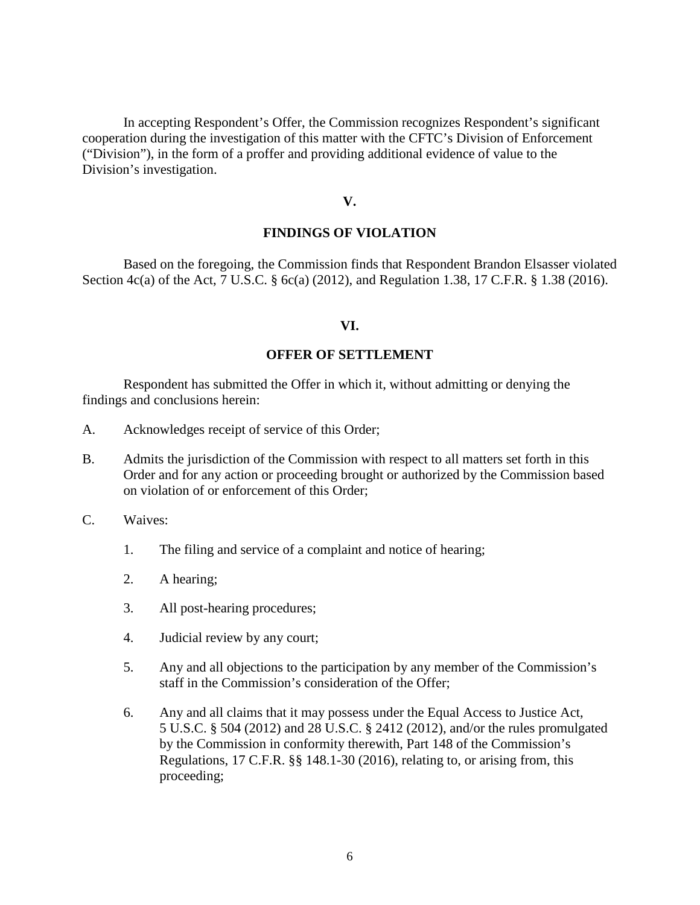In accepting Respondent's Offer, the Commission recognizes Respondent's significant cooperation during the investigation of this matter with the CFTC's Division of Enforcement ("Division"), in the form of a proffer and providing additional evidence of value to the Division's investigation.

## V.

## FINDINGS OF VIOLATION

Based on the foregoing, the Commission finds that Respondent Brandon Elsasser violated Section 4c(a) of the Act, 7 U.S.C. § 6c(a) (2012), and Regulation 1.38, 17 C.F.R. § 1.38 (2016).

## VI.

## OFFER OF SETTLEMENT

Respondent has submitted the Offer in which it, without admitting or denying the findings and conclusions herein:

A. Acknowledges receipt of service of this Order;

B. Admits the jurisdiction of the Commission with respect to all matters set forth in this Order and for any action or proceeding brought or authorized by the Commission based on violation of or enforcement of this Order;

C. Waives:

1. The filing and service of a complaint and notice of hearing;

2. A hearing;

3. All post-hearing procedures;

4. Judicial review by any court;

5. Any and all objections to the participation by any member of the Commission's staff in the Commission's consideration of the Offer;

6. Any and all claims that it may possess under the Equal Access to Justice Act, 5 U.S.C. § 504 (2012) and 28 U.S.C. § 2412 (2012), and/or the rules promulgated by the Commission in conformity therewith, Part 148 of the Commission's Regulations, 17 C.F.R. §§ 148.1-30 (2016), relating to, or arising from, this proceeding;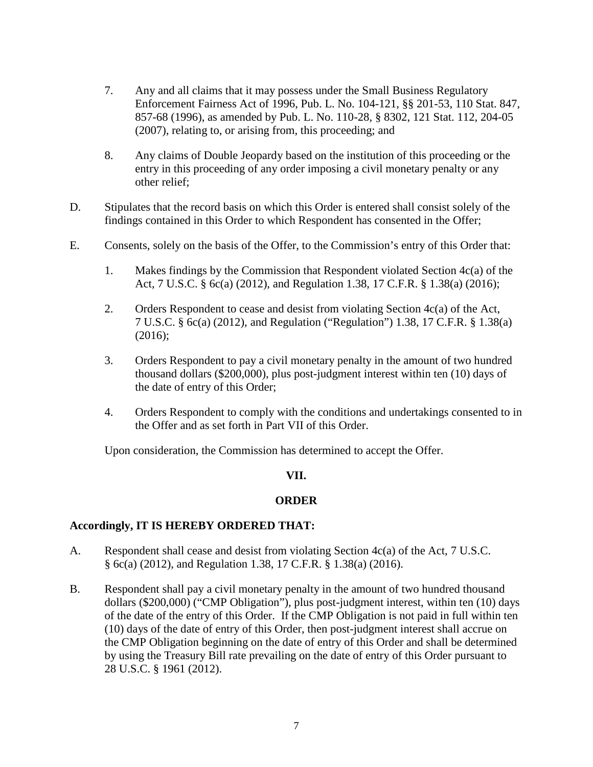7. Any and all claims that it may possess under the Small Business Regulatory Enforcement Fairness Act of 1996, Pub. L. No. 104-121, §§ 201-53, 110 Stat. 847, 857-68 (1996), as amended by Pub. L. No. 110-28, § 8302, 121 Stat. 112, 204-05 (2007), relating to, or arising from, this proceeding; and

8. Any claims of Double Jeopardy based on the institution of this proceeding or the entry in this proceeding of any order imposing a civil monetary penalty or any other relief;

D. Stipulates that the record basis on which this Order is entered shall consist solely of the findings contained in this Order to which Respondent has consented in the Offer;

E. Consents, solely on the basis of the Offer, to the Commission's entry of this Order that:

1. Makes findings by the Commission that Respondent violated Section 4c(a) of the Act, 7 U.S.C. § 6c(a) (2012), and Regulation 1.38, 17 C.F.R. § 1.38(a) (2016);

2. Orders Respondent to cease and desist from violating Section 4c(a) of the Act, 7 U.S.C. § 6c(a) (2012), and Regulation ("Regulation") 1.38, 17 C.F.R. § 1.38(a) (2016);

3. Orders Respondent to pay a civil monetary penalty in the amount of two hundred thousand dollars ($200,000), plus post-judgment interest within ten (10) days of the date of entry of this Order;

4. Orders Respondent to comply with the conditions and undertakings consented to in the Offer and as set forth in Part VII of this Order.

Upon consideration, the Commission has determined to accept the Offer.

## VII.

## ORDER

**Accordingly, IT IS HEREBY ORDERED THAT:**

A. Respondent shall cease and desist from violating Section 4c(a) of the Act, 7 U.S.C. § 6c(a) (2012), and Regulation 1.38, 17 C.F.R. § 1.38(a) (2016).

B. Respondent shall pay a civil monetary penalty in the amount of two hundred thousand dollars ($200,000) ("CMP Obligation"), plus post-judgment interest, within ten (10) days of the date of the entry of this Order. If the CMP Obligation is not paid in full within ten (10) days of the date of entry of this Order, then post-judgment interest shall accrue on the CMP Obligation beginning on the date of entry of this Order and shall be determined by using the Treasury Bill rate prevailing on the date of entry of this Order pursuant to 28 U.S.C. § 1961 (2012).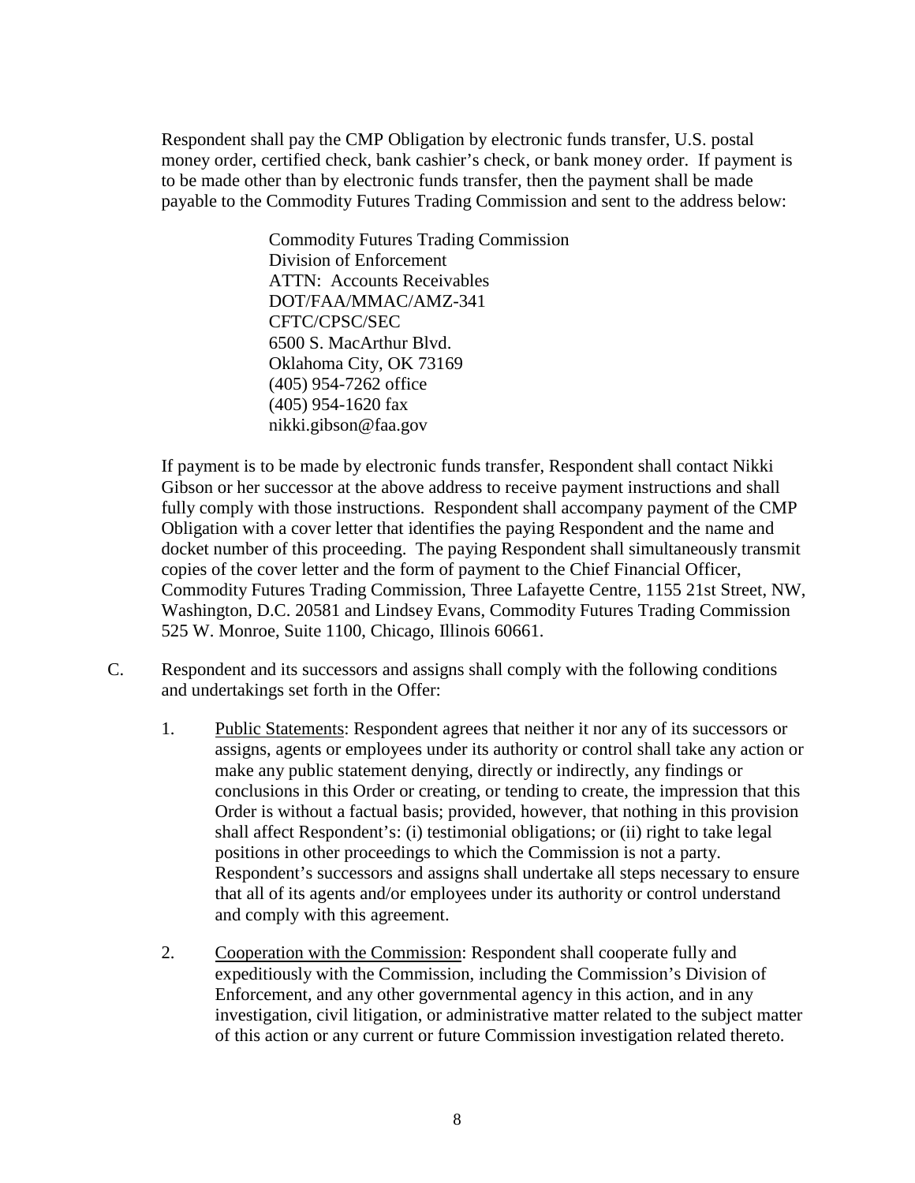Respondent shall pay the CMP Obligation by electronic funds transfer, U.S. postal money order, certified check, bank cashier's check, or bank money order. If payment is to be made other than by electronic funds transfer, then the payment shall be made payable to the Commodity Futures Trading Commission and sent to the address below:

> Commodity Futures Trading Commission
> Division of Enforcement
> ATTN: Accounts Receivables
> DOT/FAA/MMAC/AMZ-341
> CFTC/CPSC/SEC
> 6500 S. MacArthur Blvd.
> Oklahoma City, OK 73169
> (405) 954-7262 office
> (405) 954-1620 fax
> nikki.gibson@faa.gov

If payment is to be made by electronic funds transfer, Respondent shall contact Nikki Gibson or her successor at the above address to receive payment instructions and shall fully comply with those instructions. Respondent shall accompany payment of the CMP Obligation with a cover letter that identifies the paying Respondent and the name and docket number of this proceeding. The paying Respondent shall simultaneously transmit copies of the cover letter and the form of payment to the Chief Financial Officer, Commodity Futures Trading Commission, Three Lafayette Centre, 1155 21st Street, NW, Washington, D.C. 20581 and Lindsey Evans, Commodity Futures Trading Commission 525 W. Monroe, Suite 1100, Chicago, Illinois 60661.

C. Respondent and its successors and assigns shall comply with the following conditions and undertakings set forth in the Offer:

1. Public Statements: Respondent agrees that neither it nor any of its successors or assigns, agents or employees under its authority or control shall take any action or make any public statement denying, directly or indirectly, any findings or conclusions in this Order or creating, or tending to create, the impression that this Order is without a factual basis; provided, however, that nothing in this provision shall affect Respondent's: (i) testimonial obligations; or (ii) right to take legal positions in other proceedings to which the Commission is not a party. Respondent's successors and assigns shall undertake all steps necessary to ensure that all of its agents and/or employees under its authority or control understand and comply with this agreement.

2. Cooperation with the Commission: Respondent shall cooperate fully and expeditiously with the Commission, including the Commission's Division of Enforcement, and any other governmental agency in this action, and in any investigation, civil litigation, or administrative matter related to the subject matter of this action or any current or future Commission investigation related thereto.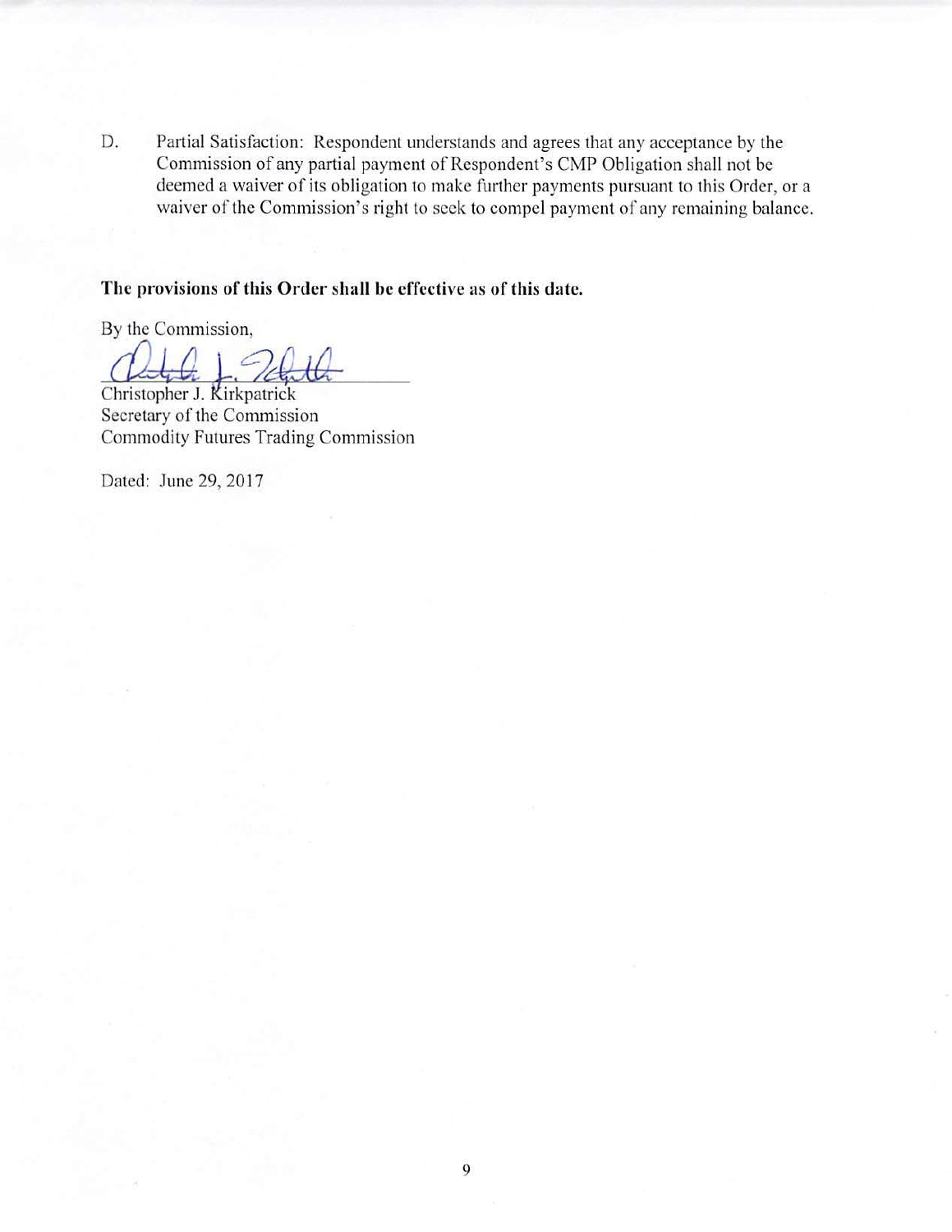D. Partial Satisfaction: Respondent understands and agrees that any acceptance by the Commission of any partial payment of Respondent's CMP Obligation shall not be deemed a waiver of its obligation to make further payments pursuant to this Order, or a waiver of the Commission's right to seek to compel payment of any remaining balance.

**The provisions of this Order shall be effective as of this date.**

By the Commission,

Christopher J. Kirkpatrick
Secretary of the Commission
Commodity Futures Trading Commission

Dated: June 29, 2017